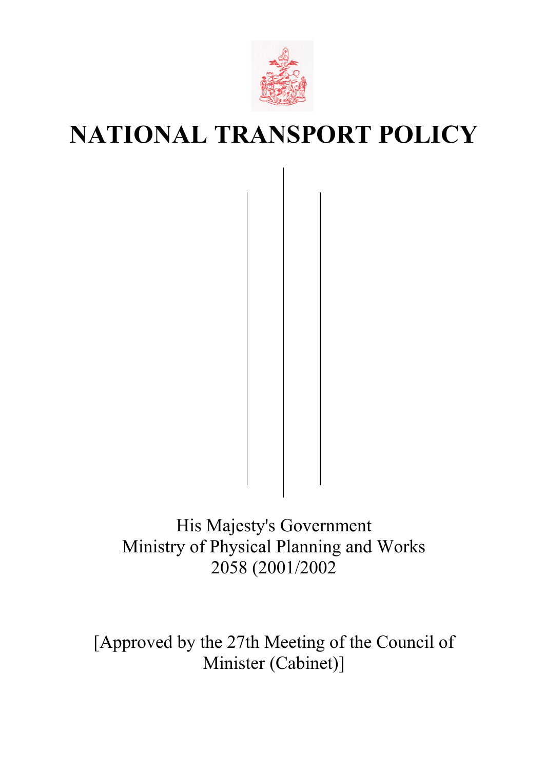# NATIONAL TRANSPORT POLICY

His Majesty's Government
Ministry of Physical Planning and Works
2058 (2001/2002

[Approved by the 27th Meeting of the Council of Minister (Cabinet)]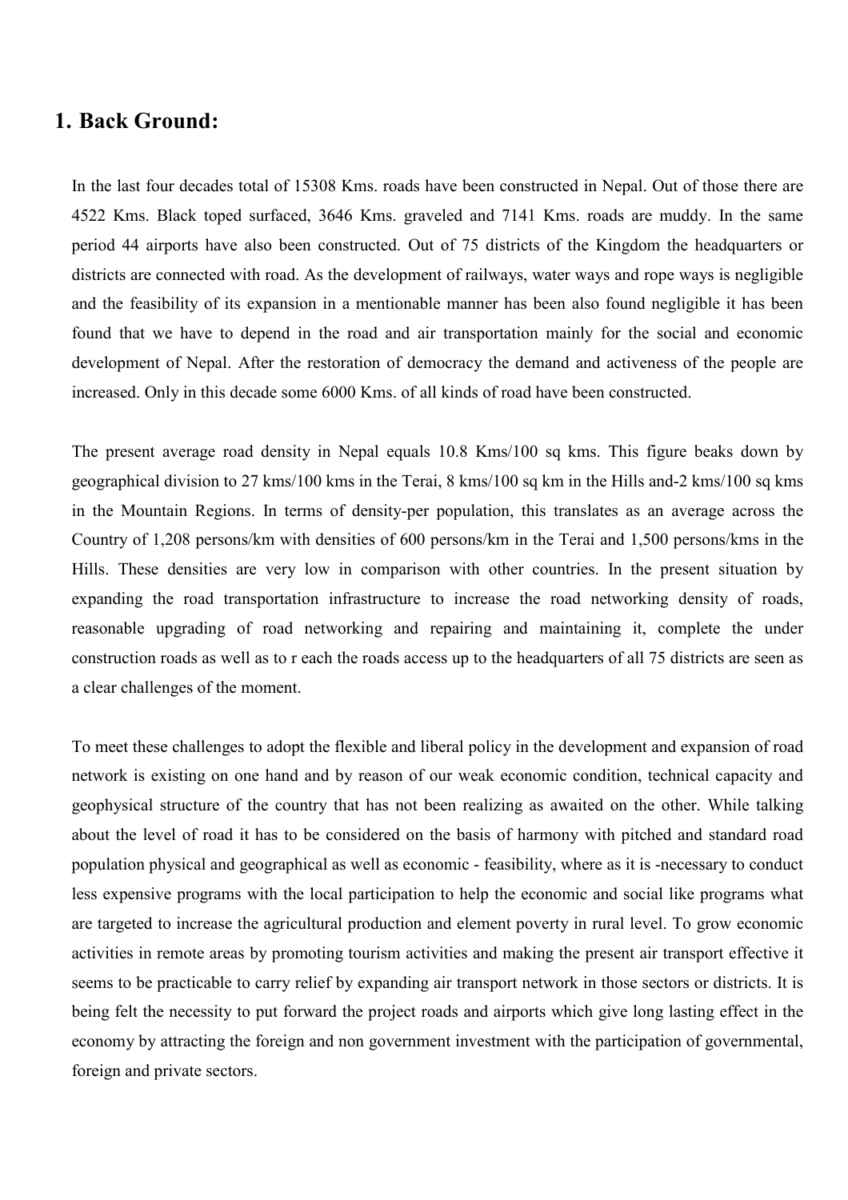# 1. Back Ground:

In the last four decades total of 15308 Kms. roads have been constructed in Nepal. Out of those there are 4522 Kms. Black toped surfaced, 3646 Kms. graveled and 7141 Kms. roads are muddy. In the same period 44 airports have also been constructed. Out of 75 districts of the Kingdom the headquarters or districts are connected with road. As the development of railways, water ways and rope ways is negligible and the feasibility of its expansion in a mentionable manner has been also found negligible it has been found that we have to depend in the road and air transportation mainly for the social and economic development of Nepal. After the restoration of democracy the demand and activeness of the people are increased. Only in this decade some 6000 Kms. of all kinds of road have been constructed.

The present average road density in Nepal equals 10.8 Kms/100 sq kms. This figure beaks down by geographical division to 27 kms/100 kms in the Terai, 8 kms/100 sq km in the Hills and-2 kms/100 sq kms in the Mountain Regions. In terms of density-per population, this translates as an average across the Country of 1,208 persons/km with densities of 600 persons/km in the Terai and 1,500 persons/kms in the Hills. These densities are very low in comparison with other countries. In the present situation by expanding the road transportation infrastructure to increase the road networking density of roads, reasonable upgrading of road networking and repairing and maintaining it, complete the under construction roads as well as to r each the roads access up to the headquarters of all 75 districts are seen as a clear challenges of the moment.

To meet these challenges to adopt the flexible and liberal policy in the development and expansion of road network is existing on one hand and by reason of our weak economic condition, technical capacity and geophysical structure of the country that has not been realizing as awaited on the other. While talking about the level of road it has to be considered on the basis of harmony with pitched and standard road population physical and geographical as well as economic - feasibility, where as it is -necessary to conduct less expensive programs with the local participation to help the economic and social like programs what are targeted to increase the agricultural production and element poverty in rural level. To grow economic activities in remote areas by promoting tourism activities and making the present air transport effective it seems to be practicable to carry relief by expanding air transport network in those sectors or districts. It is being felt the necessity to put forward the project roads and airports which give long lasting effect in the economy by attracting the foreign and non government investment with the participation of governmental, foreign and private sectors.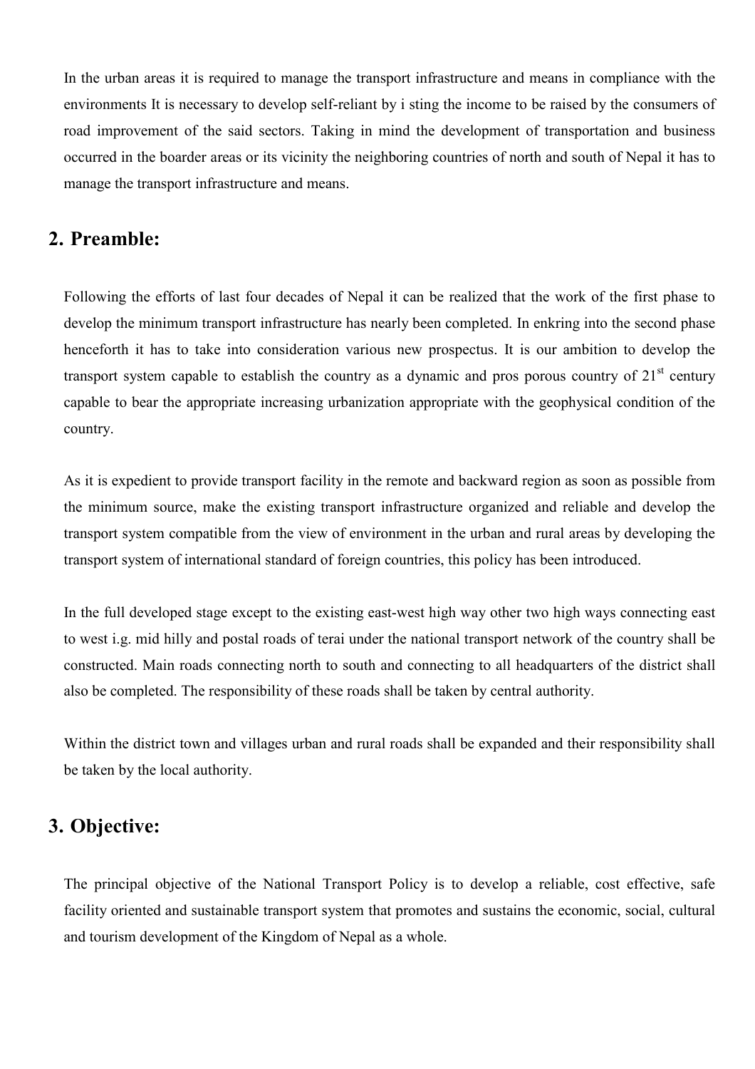In the urban areas it is required to manage the transport infrastructure and means in compliance with the environments It is necessary to develop self-reliant by i sting the income to be raised by the consumers of road improvement of the said sectors. Taking in mind the development of transportation and business occurred in the boarder areas or its vicinity the neighboring countries of north and south of Nepal it has to manage the transport infrastructure and means.

## 2. Preamble:

Following the efforts of last four decades of Nepal it can be realized that the work of the first phase to develop the minimum transport infrastructure has nearly been completed. In enkring into the second phase henceforth it has to take into consideration various new prospectus. It is our ambition to develop the transport system capable to establish the country as a dynamic and pros porous country of 21st century capable to bear the appropriate increasing urbanization appropriate with the geophysical condition of the country.

As it is expedient to provide transport facility in the remote and backward region as soon as possible from the minimum source, make the existing transport infrastructure organized and reliable and develop the transport system compatible from the view of environment in the urban and rural areas by developing the transport system of international standard of foreign countries, this policy has been introduced.

In the full developed stage except to the existing east-west high way other two high ways connecting east to west i.g. mid hilly and postal roads of terai under the national transport network of the country shall be constructed. Main roads connecting north to south and connecting to all headquarters of the district shall also be completed. The responsibility of these roads shall be taken by central authority.

Within the district town and villages urban and rural roads shall be expanded and their responsibility shall be taken by the local authority.

## 3. Objective:

The principal objective of the National Transport Policy is to develop a reliable, cost effective, safe facility oriented and sustainable transport system that promotes and sustains the economic, social, cultural and tourism development of the Kingdom of Nepal as a whole.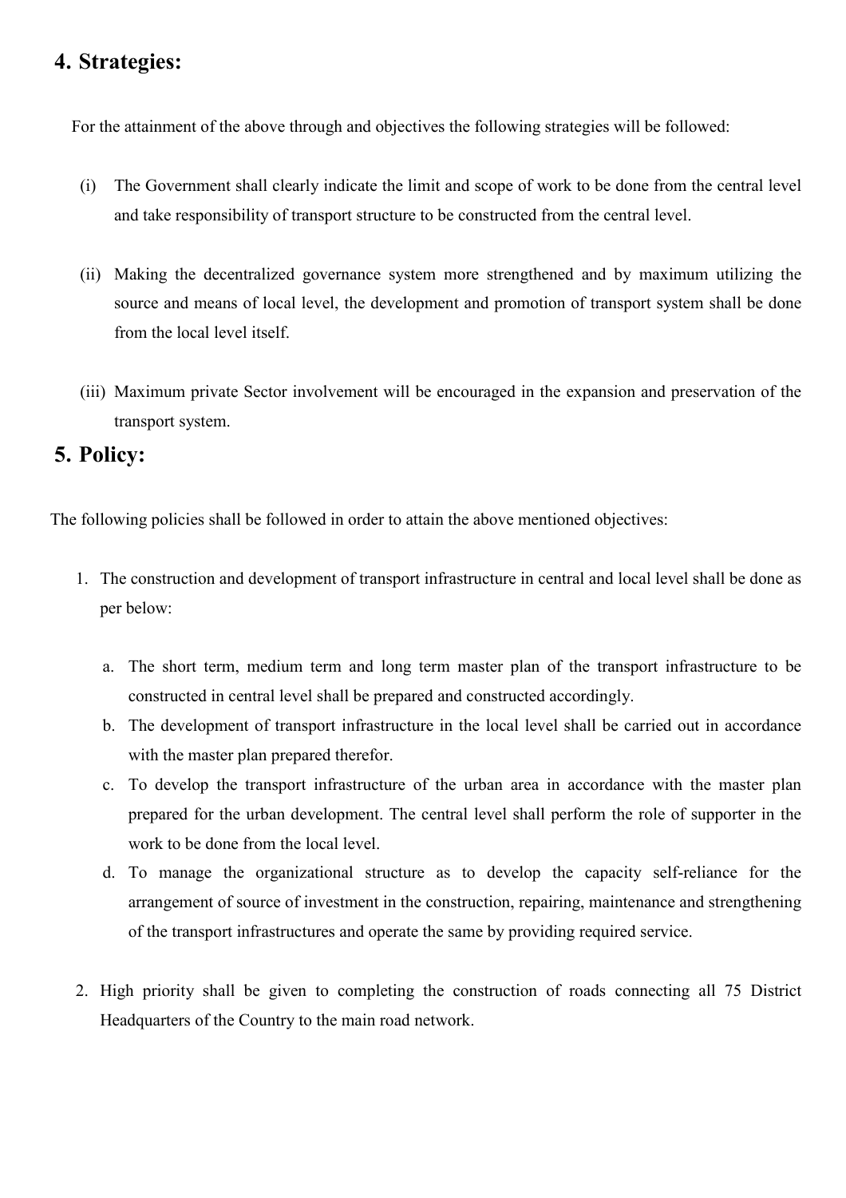## 4. Strategies:

For the attainment of the above through and objectives the following strategies will be followed:

(i) The Government shall clearly indicate the limit and scope of work to be done from the central level and take responsibility of transport structure to be constructed from the central level.

(ii) Making the decentralized governance system more strengthened and by maximum utilizing the source and means of local level, the development and promotion of transport system shall be done from the local level itself.

(iii) Maximum private Sector involvement will be encouraged in the expansion and preservation of the transport system.

## 5. Policy:

The following policies shall be followed in order to attain the above mentioned objectives:

1. The construction and development of transport infrastructure in central and local level shall be done as per below:

   a. The short term, medium term and long term master plan of the transport infrastructure to be constructed in central level shall be prepared and constructed accordingly.
   b. The development of transport infrastructure in the local level shall be carried out in accordance with the master plan prepared therefor.
   c. To develop the transport infrastructure of the urban area in accordance with the master plan prepared for the urban development. The central level shall perform the role of supporter in the work to be done from the local level.
   d. To manage the organizational structure as to develop the capacity self-reliance for the arrangement of source of investment in the construction, repairing, maintenance and strengthening of the transport infrastructures and operate the same by providing required service.

2. High priority shall be given to completing the construction of roads connecting all 75 District Headquarters of the Country to the main road network.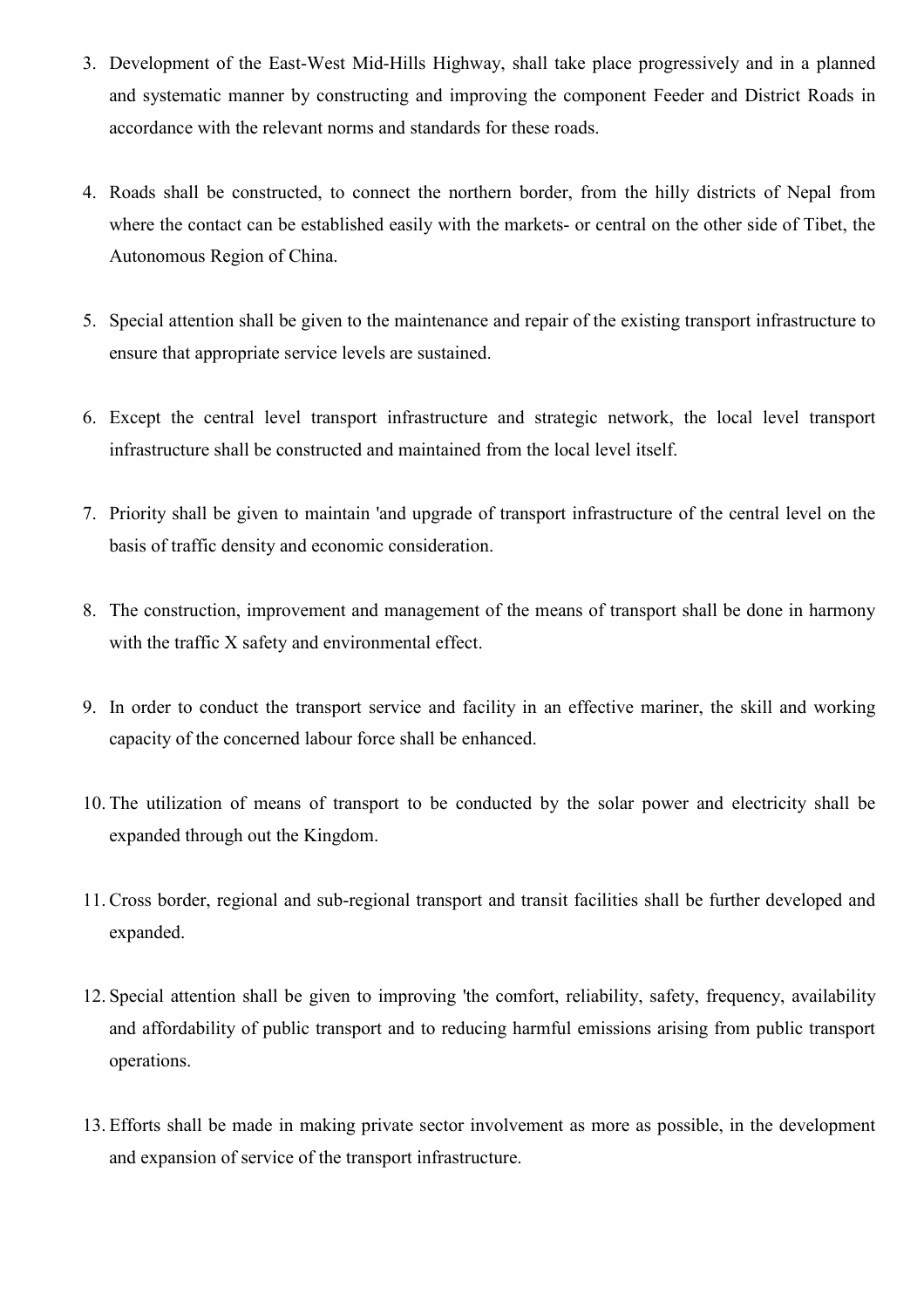3. Development of the East-West Mid-Hills Highway, shall take place progressively and in a planned and systematic manner by constructing and improving the component Feeder and District Roads in accordance with the relevant norms and standards for these roads.

4. Roads shall be constructed, to connect the northern border, from the hilly districts of Nepal from where the contact can be established easily with the markets- or central on the other side of Tibet, the Autonomous Region of China.

5. Special attention shall be given to the maintenance and repair of the existing transport infrastructure to ensure that appropriate service levels are sustained.

6. Except the central level transport infrastructure and strategic network, the local level transport infrastructure shall be constructed and maintained from the local level itself.

7. Priority shall be given to maintain 'and upgrade of transport infrastructure of the central level on the basis of traffic density and economic consideration.

8. The construction, improvement and management of the means of transport shall be done in harmony with the traffic X safety and environmental effect.

9. In order to conduct the transport service and facility in an effective mariner, the skill and working capacity of the concerned labour force shall be enhanced.

10. The utilization of means of transport to be conducted by the solar power and electricity shall be expanded through out the Kingdom.

11. Cross border, regional and sub-regional transport and transit facilities shall be further developed and expanded.

12. Special attention shall be given to improving 'the comfort, reliability, safety, frequency, availability and affordability of public transport and to reducing harmful emissions arising from public transport operations.

13. Efforts shall be made in making private sector involvement as more as possible, in the development and expansion of service of the transport infrastructure.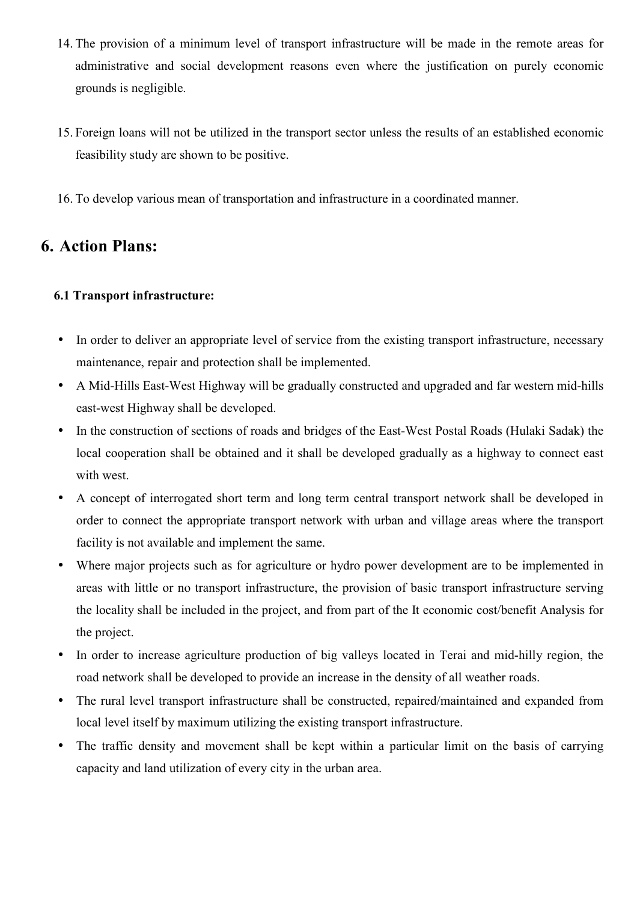14. The provision of a minimum level of transport infrastructure will be made in the remote areas for administrative and social development reasons even where the justification on purely economic grounds is negligible.

15. Foreign loans will not be utilized in the transport sector unless the results of an established economic feasibility study are shown to be positive.

16. To develop various mean of transportation and infrastructure in a coordinated manner.

# 6. Action Plans:

### 6.1 Transport infrastructure:

- In order to deliver an appropriate level of service from the existing transport infrastructure, necessary maintenance, repair and protection shall be implemented.
- A Mid-Hills East-West Highway will be gradually constructed and upgraded and far western mid-hills east-west Highway shall be developed.
- In the construction of sections of roads and bridges of the East-West Postal Roads (Hulaki Sadak) the local cooperation shall be obtained and it shall be developed gradually as a highway to connect east with west.
- A concept of interrogated short term and long term central transport network shall be developed in order to connect the appropriate transport network with urban and village areas where the transport facility is not available and implement the same.
- Where major projects such as for agriculture or hydro power development are to be implemented in areas with little or no transport infrastructure, the provision of basic transport infrastructure serving the locality shall be included in the project, and from part of the It economic cost/benefit Analysis for the project.
- In order to increase agriculture production of big valleys located in Terai and mid-hilly region, the road network shall be developed to provide an increase in the density of all weather roads.
- The rural level transport infrastructure shall be constructed, repaired/maintained and expanded from local level itself by maximum utilizing the existing transport infrastructure.
- The traffic density and movement shall be kept within a particular limit on the basis of carrying capacity and land utilization of every city in the urban area.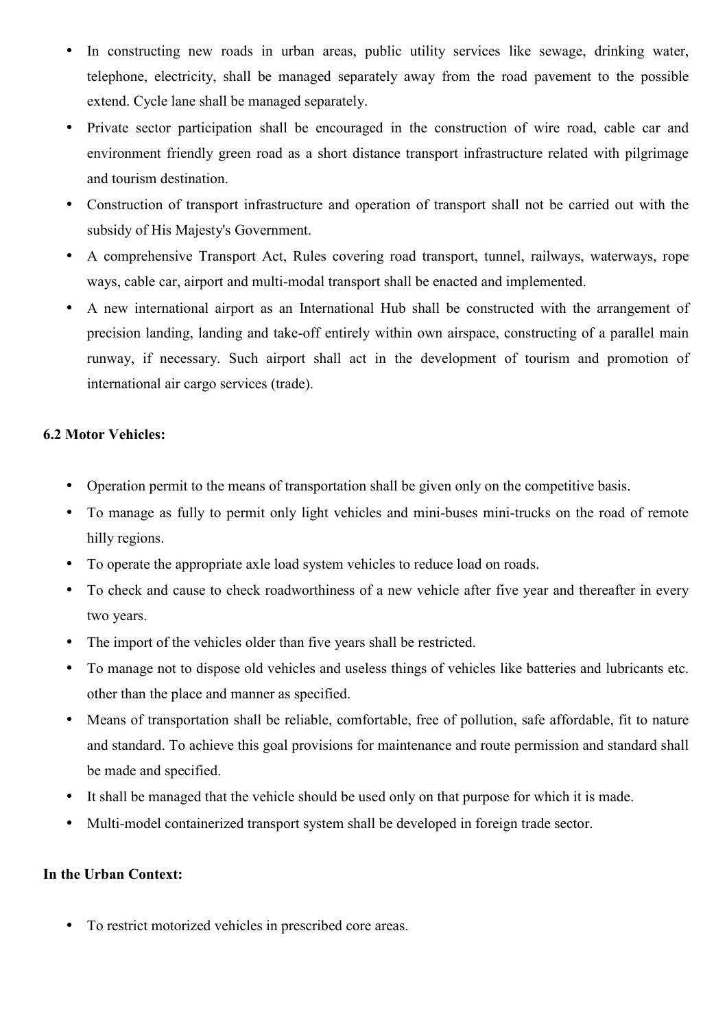- In constructing new roads in urban areas, public utility services like sewage, drinking water, telephone, electricity, shall be managed separately away from the road pavement to the possible extend. Cycle lane shall be managed separately.
- Private sector participation shall be encouraged in the construction of wire road, cable car and environment friendly green road as a short distance transport infrastructure related with pilgrimage and tourism destination.
- Construction of transport infrastructure and operation of transport shall not be carried out with the subsidy of His Majesty's Government.
- A comprehensive Transport Act, Rules covering road transport, tunnel, railways, waterways, rope ways, cable car, airport and multi-modal transport shall be enacted and implemented.
- A new international airport as an International Hub shall be constructed with the arrangement of precision landing, landing and take-off entirely within own airspace, constructing of a parallel main runway, if necessary. Such airport shall act in the development of tourism and promotion of international air cargo services (trade).

**6.2 Motor Vehicles:**

- Operation permit to the means of transportation shall be given only on the competitive basis.
- To manage as fully to permit only light vehicles and mini-buses mini-trucks on the road of remote hilly regions.
- To operate the appropriate axle load system vehicles to reduce load on roads.
- To check and cause to check roadworthiness of a new vehicle after five year and thereafter in every two years.
- The import of the vehicles older than five years shall be restricted.
- To manage not to dispose old vehicles and useless things of vehicles like batteries and lubricants etc. other than the place and manner as specified.
- Means of transportation shall be reliable, comfortable, free of pollution, safe affordable, fit to nature and standard. To achieve this goal provisions for maintenance and route permission and standard shall be made and specified.
- It shall be managed that the vehicle should be used only on that purpose for which it is made.
- Multi-model containerized transport system shall be developed in foreign trade sector.

**In the Urban Context:**

- To restrict motorized vehicles in prescribed core areas.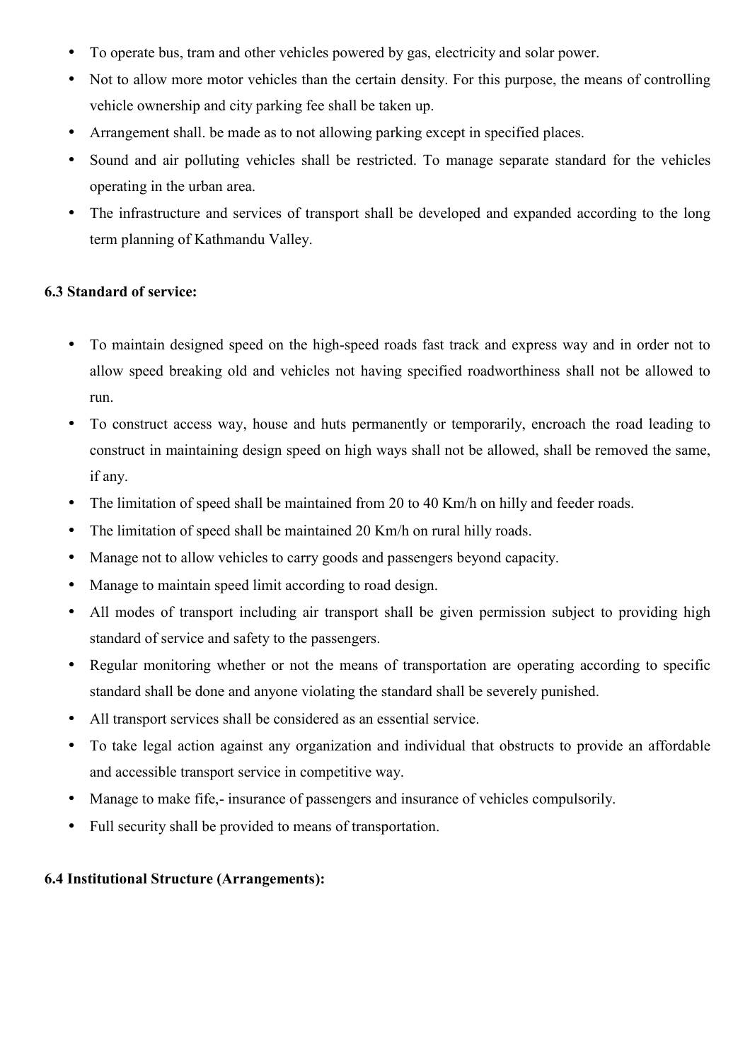- To operate bus, tram and other vehicles powered by gas, electricity and solar power.
- Not to allow more motor vehicles than the certain density. For this purpose, the means of controlling vehicle ownership and city parking fee shall be taken up.
- Arrangement shall. be made as to not allowing parking except in specified places.
- Sound and air polluting vehicles shall be restricted. To manage separate standard for the vehicles operating in the urban area.
- The infrastructure and services of transport shall be developed and expanded according to the long term planning of Kathmandu Valley.

**6.3 Standard of service:**

- To maintain designed speed on the high-speed roads fast track and express way and in order not to allow speed breaking old and vehicles not having specified roadworthiness shall not be allowed to run.
- To construct access way, house and huts permanently or temporarily, encroach the road leading to construct in maintaining design speed on high ways shall not be allowed, shall be removed the same, if any.
- The limitation of speed shall be maintained from 20 to 40 Km/h on hilly and feeder roads.
- The limitation of speed shall be maintained 20 Km/h on rural hilly roads.
- Manage not to allow vehicles to carry goods and passengers beyond capacity.
- Manage to maintain speed limit according to road design.
- All modes of transport including air transport shall be given permission subject to providing high standard of service and safety to the passengers.
- Regular monitoring whether or not the means of transportation are operating according to specific standard shall be done and anyone violating the standard shall be severely punished.
- All transport services shall be considered as an essential service.
- To take legal action against any organization and individual that obstructs to provide an affordable and accessible transport service in competitive way.
- Manage to make fife,- insurance of passengers and insurance of vehicles compulsorily.
- Full security shall be provided to means of transportation.

**6.4 Institutional Structure (Arrangements):**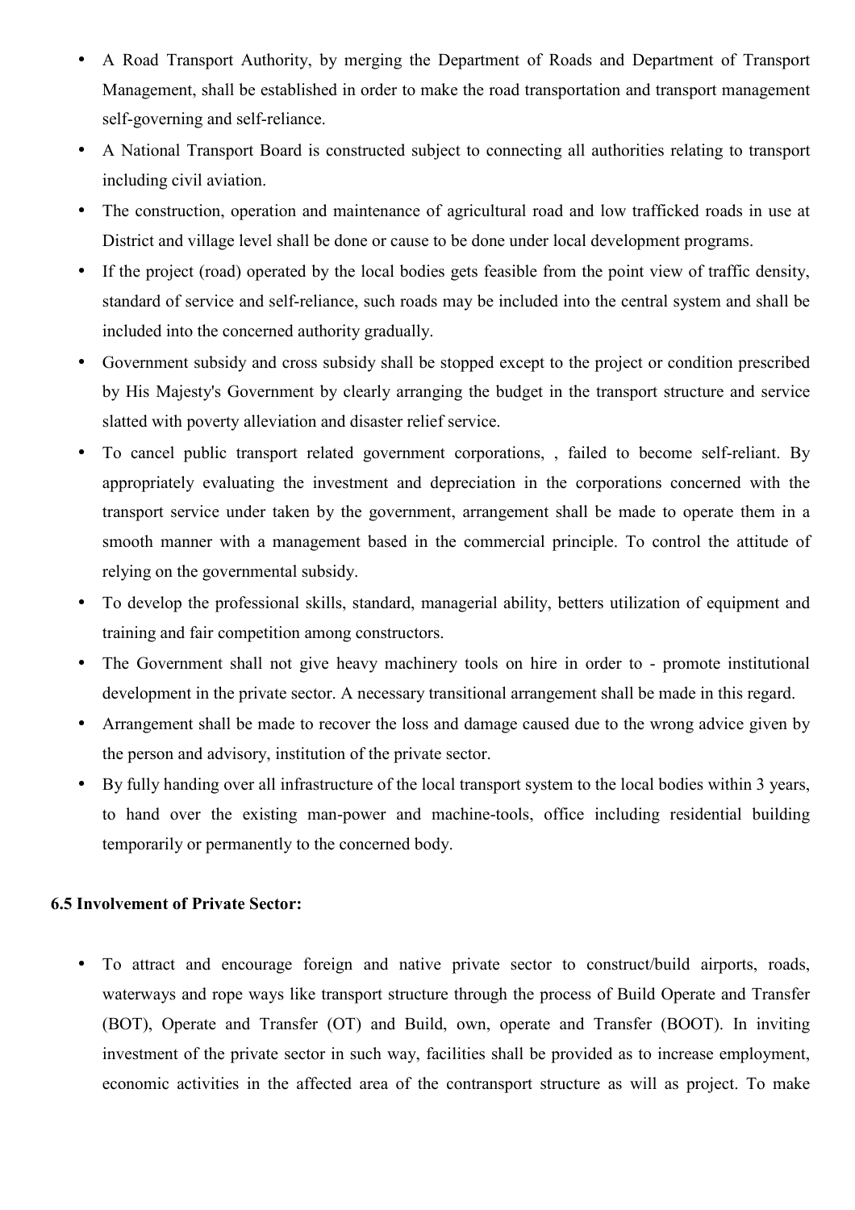- A Road Transport Authority, by merging the Department of Roads and Department of Transport Management, shall be established in order to make the road transportation and transport management self-governing and self-reliance.
- A National Transport Board is constructed subject to connecting all authorities relating to transport including civil aviation.
- The construction, operation and maintenance of agricultural road and low trafficked roads in use at District and village level shall be done or cause to be done under local development programs.
- If the project (road) operated by the local bodies gets feasible from the point view of traffic density, standard of service and self-reliance, such roads may be included into the central system and shall be included into the concerned authority gradually.
- Government subsidy and cross subsidy shall be stopped except to the project or condition prescribed by His Majesty's Government by clearly arranging the budget in the transport structure and service slatted with poverty alleviation and disaster relief service.
- To cancel public transport related government corporations, , failed to become self-reliant. By appropriately evaluating the investment and depreciation in the corporations concerned with the transport service under taken by the government, arrangement shall be made to operate them in a smooth manner with a management based in the commercial principle. To control the attitude of relying on the governmental subsidy.
- To develop the professional skills, standard, managerial ability, betters utilization of equipment and training and fair competition among constructors.
- The Government shall not give heavy machinery tools on hire in order to - promote institutional development in the private sector. A necessary transitional arrangement shall be made in this regard.
- Arrangement shall be made to recover the loss and damage caused due to the wrong advice given by the person and advisory, institution of the private sector.
- By fully handing over all infrastructure of the local transport system to the local bodies within 3 years, to hand over the existing man-power and machine-tools, office including residential building temporarily or permanently to the concerned body.

### 6.5 Involvement of Private Sector:

- To attract and encourage foreign and native private sector to construct/build airports, roads, waterways and rope ways like transport structure through the process of Build Operate and Transfer (BOT), Operate and Transfer (OT) and Build, own, operate and Transfer (BOOT). In inviting investment of the private sector in such way, facilities shall be provided as to increase employment, economic activities in the affected area of the contransport structure as will as project. To make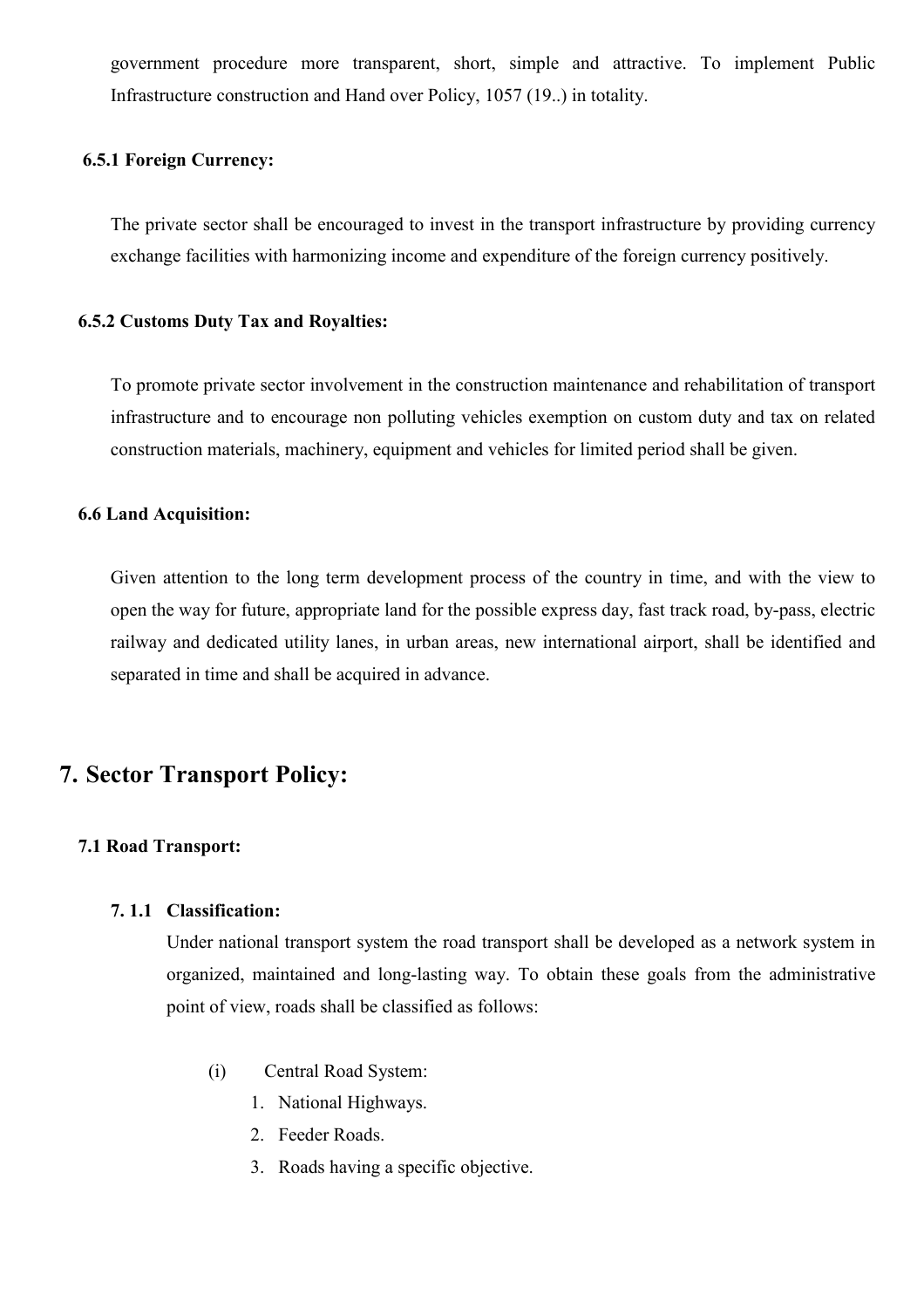government procedure more transparent, short, simple and attractive. To implement Public Infrastructure construction and Hand over Policy, 1057 (19..) in totality.

### 6.5.1 Foreign Currency:

The private sector shall be encouraged to invest in the transport infrastructure by providing currency exchange facilities with harmonizing income and expenditure of the foreign currency positively.

### 6.5.2 Customs Duty Tax and Royalties:

To promote private sector involvement in the construction maintenance and rehabilitation of transport infrastructure and to encourage non polluting vehicles exemption on custom duty and tax on related construction materials, machinery, equipment and vehicles for limited period shall be given.

### 6.6 Land Acquisition:

Given attention to the long term development process of the country in time, and with the view to open the way for future, appropriate land for the possible express day, fast track road, by-pass, electric railway and dedicated utility lanes, in urban areas, new international airport, shall be identified and separated in time and shall be acquired in advance.

## 7. Sector Transport Policy:

### 7.1 Road Transport:

#### 7. 1.1 Classification:

Under national transport system the road transport shall be developed as a network system in organized, maintained and long-lasting way. To obtain these goals from the administrative point of view, roads shall be classified as follows:

(i) Central Road System:

1. National Highways.
2. Feeder Roads.
3. Roads having a specific objective.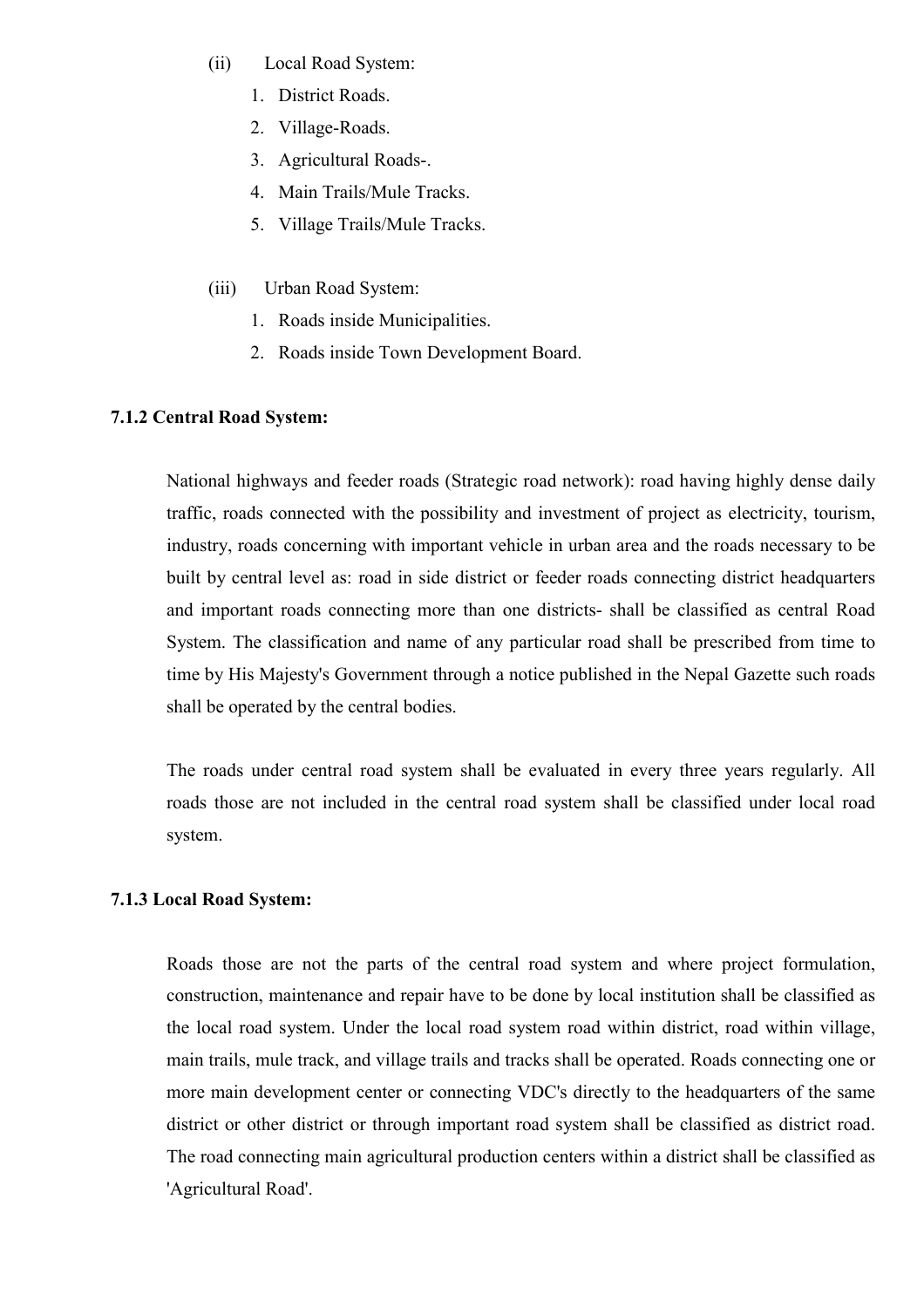(ii) Local Road System:

1. District Roads.
2. Village-Roads.
3. Agricultural Roads-.
4. Main Trails/Mule Tracks.
5. Village Trails/Mule Tracks.

(iii) Urban Road System:

1. Roads inside Municipalities.
2. Roads inside Town Development Board.

**7.1.2 Central Road System:**

National highways and feeder roads (Strategic road network): road having highly dense daily traffic, roads connected with the possibility and investment of project as electricity, tourism, industry, roads concerning with important vehicle in urban area and the roads necessary to be built by central level as: road in side district or feeder roads connecting district headquarters and important roads connecting more than one districts- shall be classified as central Road System. The classification and name of any particular road shall be prescribed from time to time by His Majesty's Government through a notice published in the Nepal Gazette such roads shall be operated by the central bodies.

The roads under central road system shall be evaluated in every three years regularly. All roads those are not included in the central road system shall be classified under local road system.

**7.1.3 Local Road System:**

Roads those are not the parts of the central road system and where project formulation, construction, maintenance and repair have to be done by local institution shall be classified as the local road system. Under the local road system road within district, road within village, main trails, mule track, and village trails and tracks shall be operated. Roads connecting one or more main development center or connecting VDC's directly to the headquarters of the same district or other district or through important road system shall be classified as district road. The road connecting main agricultural production centers within a district shall be classified as 'Agricultural Road'.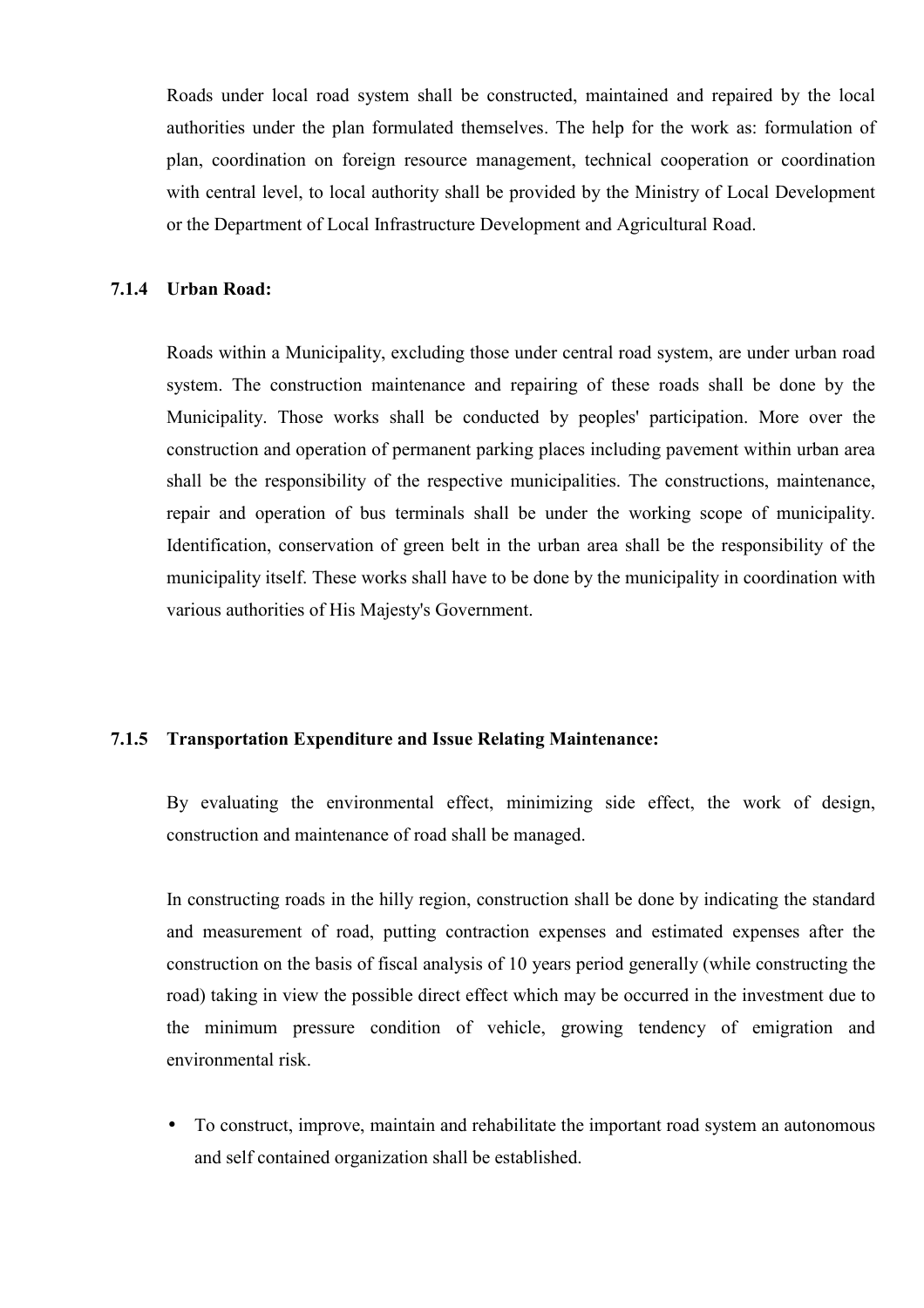Roads under local road system shall be constructed, maintained and repaired by the local authorities under the plan formulated themselves. The help for the work as: formulation of plan, coordination on foreign resource management, technical cooperation or coordination with central level, to local authority shall be provided by the Ministry of Local Development or the Department of Local Infrastructure Development and Agricultural Road.

### 7.1.4 Urban Road:

Roads within a Municipality, excluding those under central road system, are under urban road system. The construction maintenance and repairing of these roads shall be done by the Municipality. Those works shall be conducted by peoples' participation. More over the construction and operation of permanent parking places including pavement within urban area shall be the responsibility of the respective municipalities. The constructions, maintenance, repair and operation of bus terminals shall be under the working scope of municipality. Identification, conservation of green belt in the urban area shall be the responsibility of the municipality itself. These works shall have to be done by the municipality in coordination with various authorities of His Majesty's Government.

### 7.1.5 Transportation Expenditure and Issue Relating Maintenance:

By evaluating the environmental effect, minimizing side effect, the work of design, construction and maintenance of road shall be managed.

In constructing roads in the hilly region, construction shall be done by indicating the standard and measurement of road, putting contraction expenses and estimated expenses after the construction on the basis of fiscal analysis of 10 years period generally (while constructing the road) taking in view the possible direct effect which may be occurred in the investment due to the minimum pressure condition of vehicle, growing tendency of emigration and environmental risk.

- To construct, improve, maintain and rehabilitate the important road system an autonomous and self contained organization shall be established.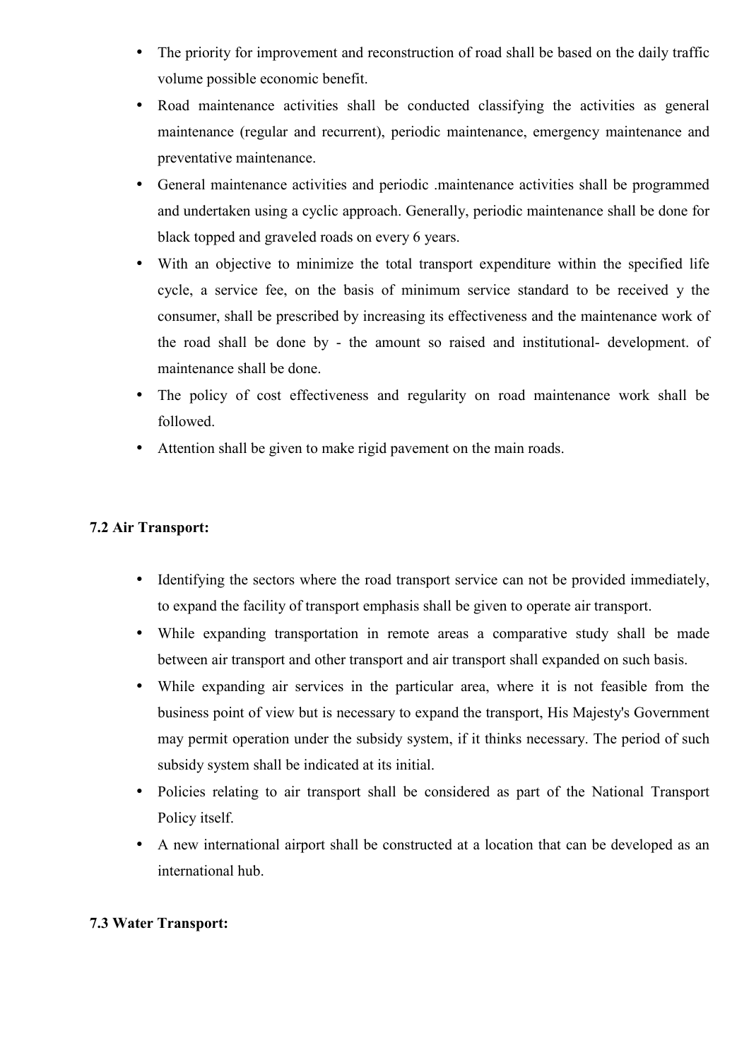- The priority for improvement and reconstruction of road shall be based on the daily traffic volume possible economic benefit.
- Road maintenance activities shall be conducted classifying the activities as general maintenance (regular and recurrent), periodic maintenance, emergency maintenance and preventative maintenance.
- General maintenance activities and periodic .maintenance activities shall be programmed and undertaken using a cyclic approach. Generally, periodic maintenance shall be done for black topped and graveled roads on every 6 years.
- With an objective to minimize the total transport expenditure within the specified life cycle, a service fee, on the basis of minimum service standard to be received y the consumer, shall be prescribed by increasing its effectiveness and the maintenance work of the road shall be done by - the amount so raised and institutional- development. of maintenance shall be done.
- The policy of cost effectiveness and regularity on road maintenance work shall be followed.
- Attention shall be given to make rigid pavement on the main roads.

### 7.2 Air Transport:

- Identifying the sectors where the road transport service can not be provided immediately, to expand the facility of transport emphasis shall be given to operate air transport.
- While expanding transportation in remote areas a comparative study shall be made between air transport and other transport and air transport shall expanded on such basis.
- While expanding air services in the particular area, where it is not feasible from the business point of view but is necessary to expand the transport, His Majesty's Government may permit operation under the subsidy system, if it thinks necessary. The period of such subsidy system shall be indicated at its initial.
- Policies relating to air transport shall be considered as part of the National Transport Policy itself.
- A new international airport shall be constructed at a location that can be developed as an international hub.

### 7.3 Water Transport: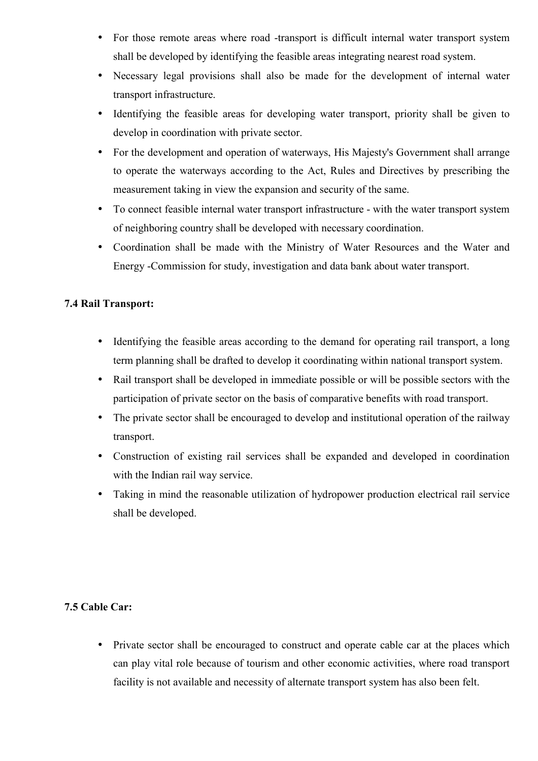- For those remote areas where road -transport is difficult internal water transport system shall be developed by identifying the feasible areas integrating nearest road system.
- Necessary legal provisions shall also be made for the development of internal water transport infrastructure.
- Identifying the feasible areas for developing water transport, priority shall be given to develop in coordination with private sector.
- For the development and operation of waterways, His Majesty's Government shall arrange to operate the waterways according to the Act, Rules and Directives by prescribing the measurement taking in view the expansion and security of the same.
- To connect feasible internal water transport infrastructure - with the water transport system of neighboring country shall be developed with necessary coordination.
- Coordination shall be made with the Ministry of Water Resources and the Water and Energy -Commission for study, investigation and data bank about water transport.

**7.4 Rail Transport:**

- Identifying the feasible areas according to the demand for operating rail transport, a long term planning shall be drafted to develop it coordinating within national transport system.
- Rail transport shall be developed in immediate possible or will be possible sectors with the participation of private sector on the basis of comparative benefits with road transport.
- The private sector shall be encouraged to develop and institutional operation of the railway transport.
- Construction of existing rail services shall be expanded and developed in coordination with the Indian rail way service.
- Taking in mind the reasonable utilization of hydropower production electrical rail service shall be developed.

**7.5 Cable Car:**

- Private sector shall be encouraged to construct and operate cable car at the places which can play vital role because of tourism and other economic activities, where road transport facility is not available and necessity of alternate transport system has also been felt.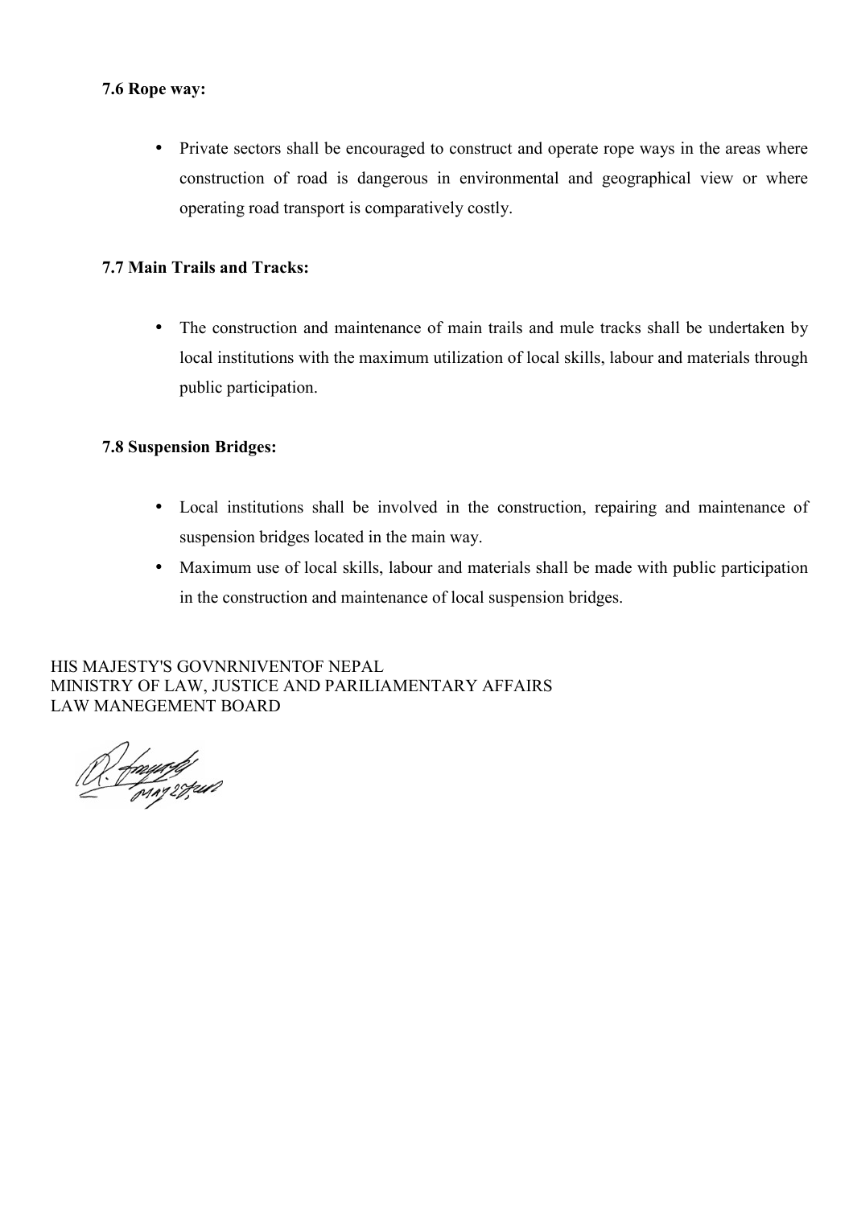### 7.6 Rope way:

- Private sectors shall be encouraged to construct and operate rope ways in the areas where construction of road is dangerous in environmental and geographical view or where operating road transport is comparatively costly.

### 7.7 Main Trails and Tracks:

- The construction and maintenance of main trails and mule tracks shall be undertaken by local institutions with the maximum utilization of local skills, labour and materials through public participation.

### 7.8 Suspension Bridges:

- Local institutions shall be involved in the construction, repairing and maintenance of suspension bridges located in the main way.
- Maximum use of local skills, labour and materials shall be made with public participation in the construction and maintenance of local suspension bridges.

HIS MAJESTY'S GOVNRNIVENTOF NEPAL
MINISTRY OF LAW, JUSTICE AND PARILIAMENTARY AFFAIRS
LAW MANEGEMENT BOARD